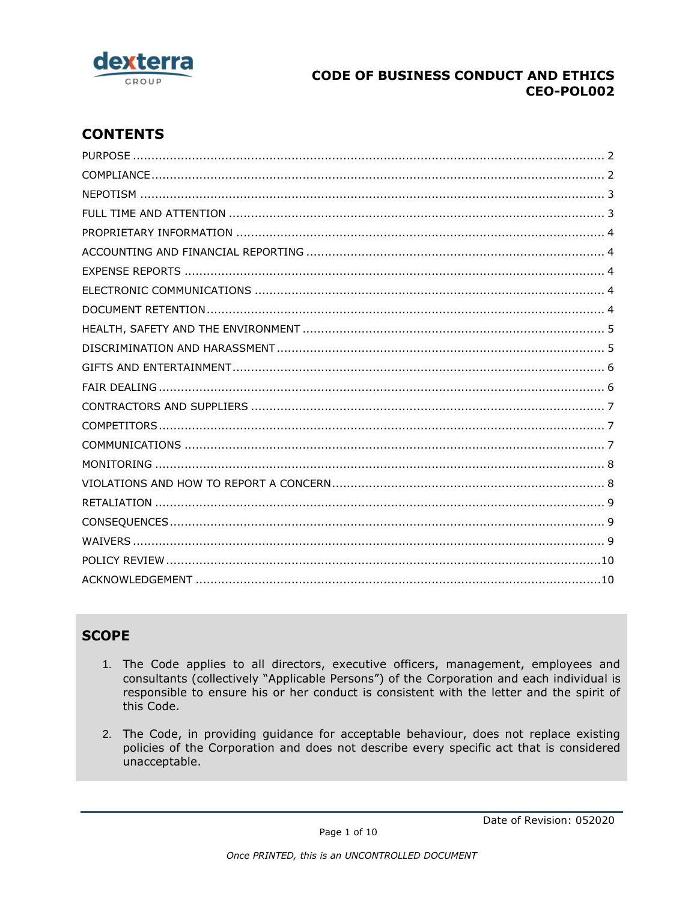# CODE OF BUSINESS CONDUCT AND ETHICS
# CEO-POL002

## CONTENTS

PURPOSE ..... 2
COMPLIANCE ..... 2
NEPOTISM ..... 3
FULL TIME AND ATTENTION ..... 3
PROPRIETARY INFORMATION ..... 4
ACCOUNTING AND FINANCIAL REPORTING ..... 4
EXPENSE REPORTS ..... 4
ELECTRONIC COMMUNICATIONS ..... 4
DOCUMENT RETENTION ..... 4
HEALTH, SAFETY AND THE ENVIRONMENT ..... 5
DISCRIMINATION AND HARASSMENT ..... 5
GIFTS AND ENTERTAINMENT ..... 6
FAIR DEALING ..... 6
CONTRACTORS AND SUPPLIERS ..... 7
COMPETITORS ..... 7
COMMUNICATIONS ..... 7
MONITORING ..... 8
VIOLATIONS AND HOW TO REPORT A CONCERN ..... 8
RETALIATION ..... 9
CONSEQUENCES ..... 9
WAIVERS ..... 9
POLICY REVIEW ..... 10
ACKNOWLEDGEMENT ..... 10

## SCOPE

1. The Code applies to all directors, executive officers, management, employees and consultants (collectively "Applicable Persons") of the Corporation and each individual is responsible to ensure his or her conduct is consistent with the letter and the spirit of this Code.

2. The Code, in providing guidance for acceptable behaviour, does not replace existing policies of the Corporation and does not describe every specific act that is considered unacceptable.

Date of Revision: 052020

*Once PRINTED, this is an UNCONTROLLED DOCUMENT*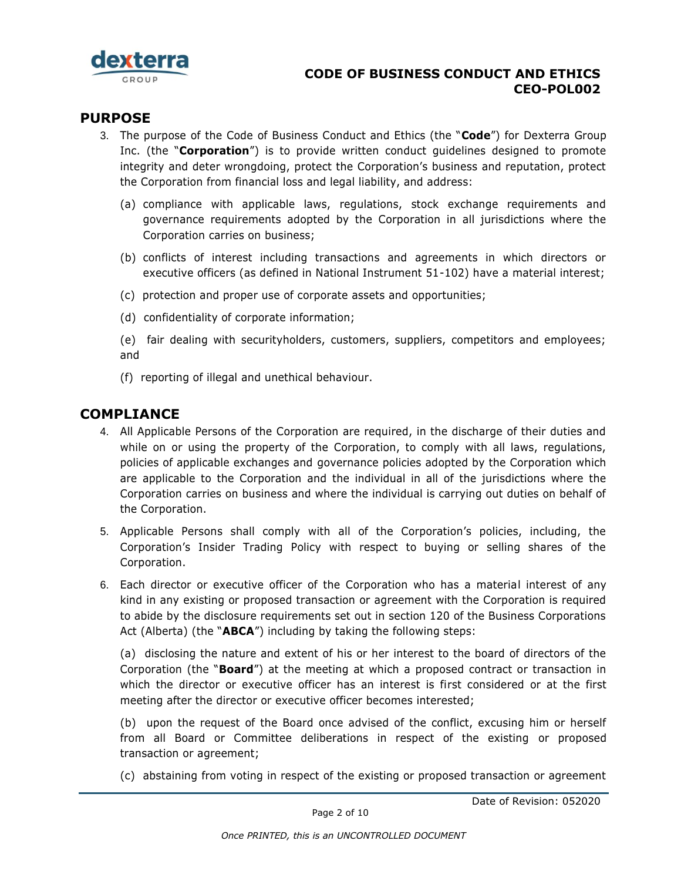## PURPOSE

3. The purpose of the Code of Business Conduct and Ethics (the "**Code**") for Dexterra Group Inc. (the "**Corporation**") is to provide written conduct guidelines designed to promote integrity and deter wrongdoing, protect the Corporation's business and reputation, protect the Corporation from financial loss and legal liability, and address:

   (a) compliance with applicable laws, regulations, stock exchange requirements and governance requirements adopted by the Corporation in all jurisdictions where the Corporation carries on business;

   (b) conflicts of interest including transactions and agreements in which directors or executive officers (as defined in National Instrument 51-102) have a material interest;

   (c) protection and proper use of corporate assets and opportunities;

   (d) confidentiality of corporate information;

   (e) fair dealing with securityholders, customers, suppliers, competitors and employees; and

   (f) reporting of illegal and unethical behaviour.

## COMPLIANCE

4. All Applicable Persons of the Corporation are required, in the discharge of their duties and while on or using the property of the Corporation, to comply with all laws, regulations, policies of applicable exchanges and governance policies adopted by the Corporation which are applicable to the Corporation and the individual in all of the jurisdictions where the Corporation carries on business and where the individual is carrying out duties on behalf of the Corporation.

5. Applicable Persons shall comply with all of the Corporation's policies, including, the Corporation's Insider Trading Policy with respect to buying or selling shares of the Corporation.

6. Each director or executive officer of the Corporation who has a material interest of any kind in any existing or proposed transaction or agreement with the Corporation is required to abide by the disclosure requirements set out in section 120 of the Business Corporations Act (Alberta) (the "**ABCA**") including by taking the following steps:

   (a) disclosing the nature and extent of his or her interest to the board of directors of the Corporation (the "**Board**") at the meeting at which a proposed contract or transaction in which the director or executive officer has an interest is first considered or at the first meeting after the director or executive officer becomes interested;

   (b) upon the request of the Board once advised of the conflict, excusing him or herself from all Board or Committee deliberations in respect of the existing or proposed transaction or agreement;

   (c) abstaining from voting in respect of the existing or proposed transaction or agreement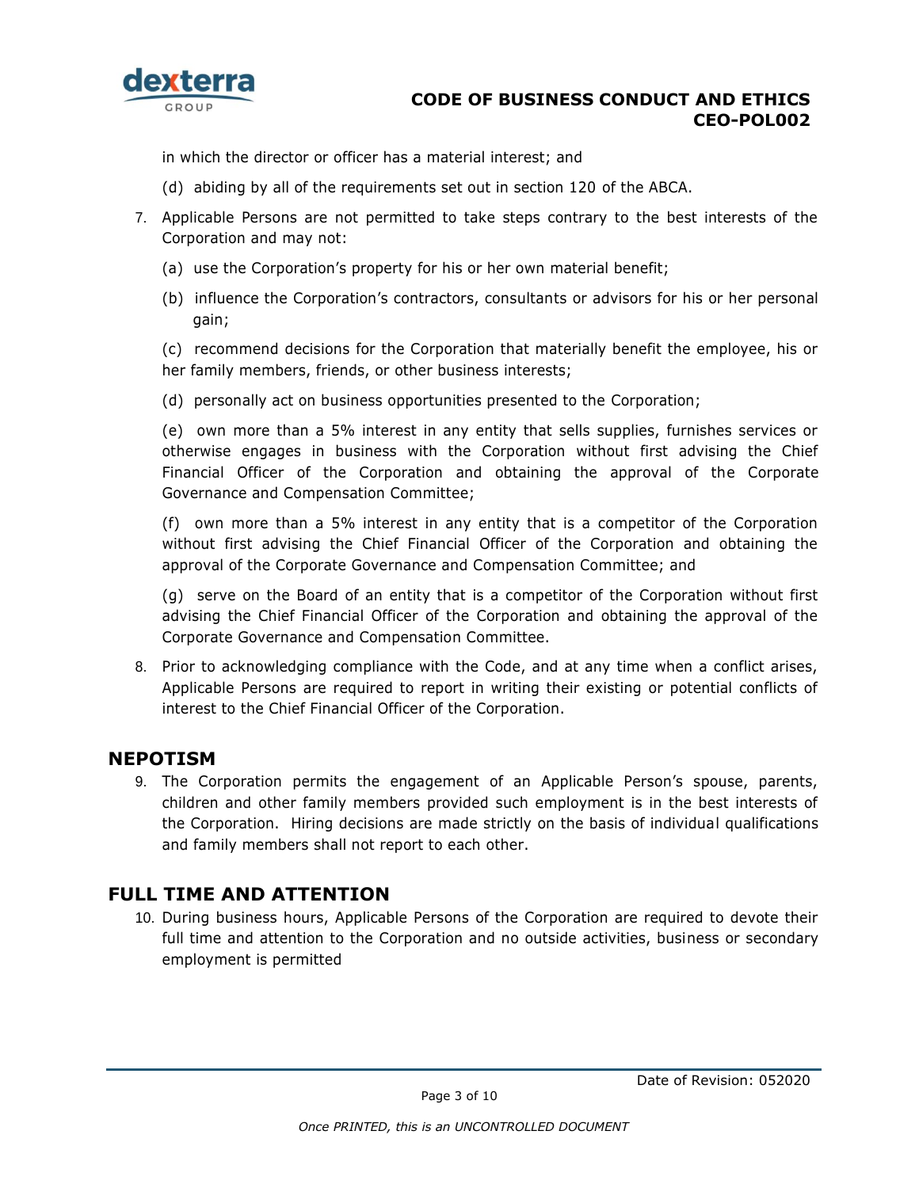in which the director or officer has a material interest; and

(d) abiding by all of the requirements set out in section 120 of the ABCA.

7. Applicable Persons are not permitted to take steps contrary to the best interests of the Corporation and may not:

   (a) use the Corporation's property for his or her own material benefit;

   (b) influence the Corporation's contractors, consultants or advisors for his or her personal gain;

   (c) recommend decisions for the Corporation that materially benefit the employee, his or her family members, friends, or other business interests;

   (d) personally act on business opportunities presented to the Corporation;

   (e) own more than a 5% interest in any entity that sells supplies, furnishes services or otherwise engages in business with the Corporation without first advising the Chief Financial Officer of the Corporation and obtaining the approval of the Corporate Governance and Compensation Committee;

   (f) own more than a 5% interest in any entity that is a competitor of the Corporation without first advising the Chief Financial Officer of the Corporation and obtaining the approval of the Corporate Governance and Compensation Committee; and

   (g) serve on the Board of an entity that is a competitor of the Corporation without first advising the Chief Financial Officer of the Corporation and obtaining the approval of the Corporate Governance and Compensation Committee.

8. Prior to acknowledging compliance with the Code, and at any time when a conflict arises, Applicable Persons are required to report in writing their existing or potential conflicts of interest to the Chief Financial Officer of the Corporation.

## NEPOTISM

9. The Corporation permits the engagement of an Applicable Person's spouse, parents, children and other family members provided such employment is in the best interests of the Corporation. Hiring decisions are made strictly on the basis of individual qualifications and family members shall not report to each other.

## FULL TIME AND ATTENTION

10. During business hours, Applicable Persons of the Corporation are required to devote their full time and attention to the Corporation and no outside activities, business or secondary employment is permitted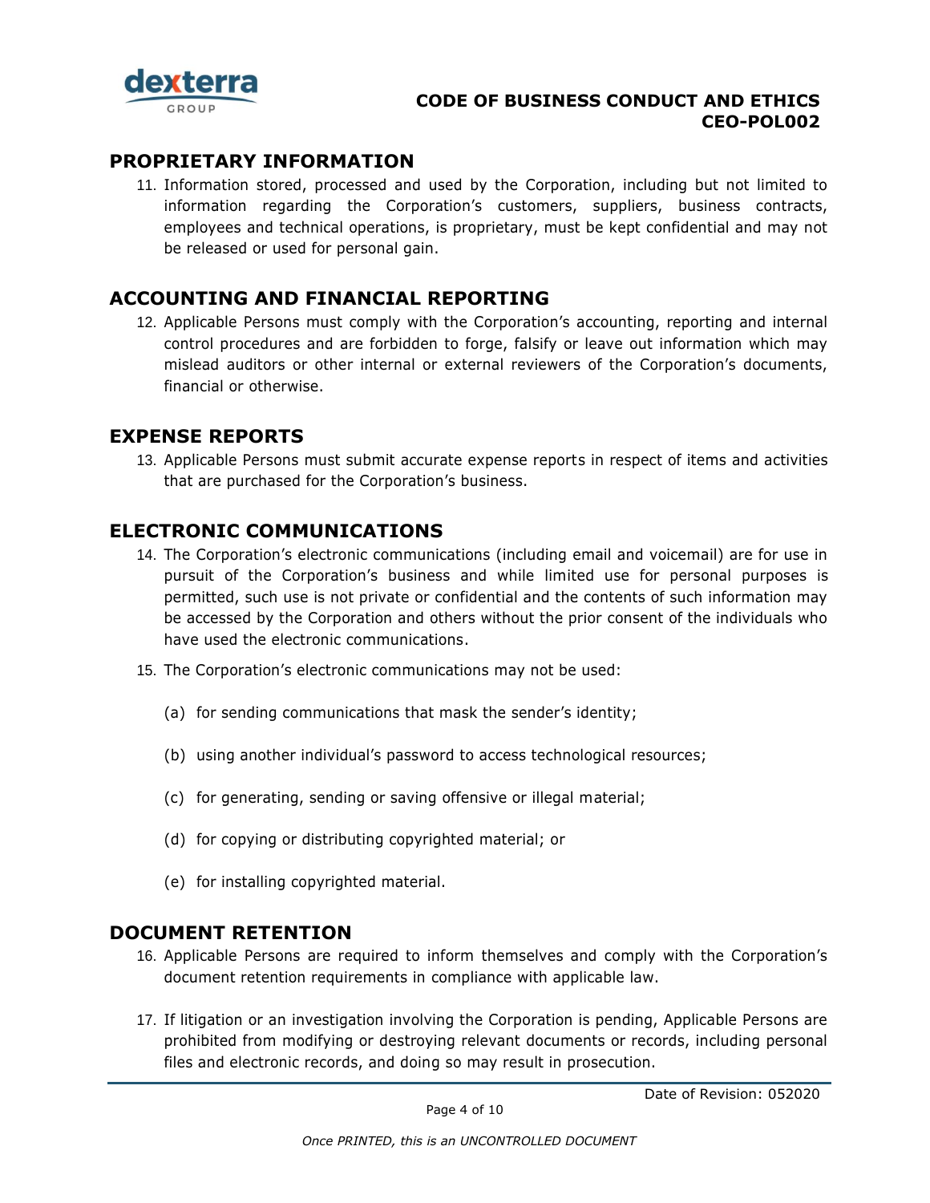## PROPRIETARY INFORMATION

11. Information stored, processed and used by the Corporation, including but not limited to information regarding the Corporation's customers, suppliers, business contracts, employees and technical operations, is proprietary, must be kept confidential and may not be released or used for personal gain.

## ACCOUNTING AND FINANCIAL REPORTING

12. Applicable Persons must comply with the Corporation's accounting, reporting and internal control procedures and are forbidden to forge, falsify or leave out information which may mislead auditors or other internal or external reviewers of the Corporation's documents, financial or otherwise.

## EXPENSE REPORTS

13. Applicable Persons must submit accurate expense reports in respect of items and activities that are purchased for the Corporation's business.

## ELECTRONIC COMMUNICATIONS

14. The Corporation's electronic communications (including email and voicemail) are for use in pursuit of the Corporation's business and while limited use for personal purposes is permitted, such use is not private or confidential and the contents of such information may be accessed by the Corporation and others without the prior consent of the individuals who have used the electronic communications.

15. The Corporation's electronic communications may not be used:

    (a) for sending communications that mask the sender's identity;

    (b) using another individual's password to access technological resources;

    (c) for generating, sending or saving offensive or illegal material;

    (d) for copying or distributing copyrighted material; or

    (e) for installing copyrighted material.

## DOCUMENT RETENTION

16. Applicable Persons are required to inform themselves and comply with the Corporation's document retention requirements in compliance with applicable law.

17. If litigation or an investigation involving the Corporation is pending, Applicable Persons are prohibited from modifying or destroying relevant documents or records, including personal files and electronic records, and doing so may result in prosecution.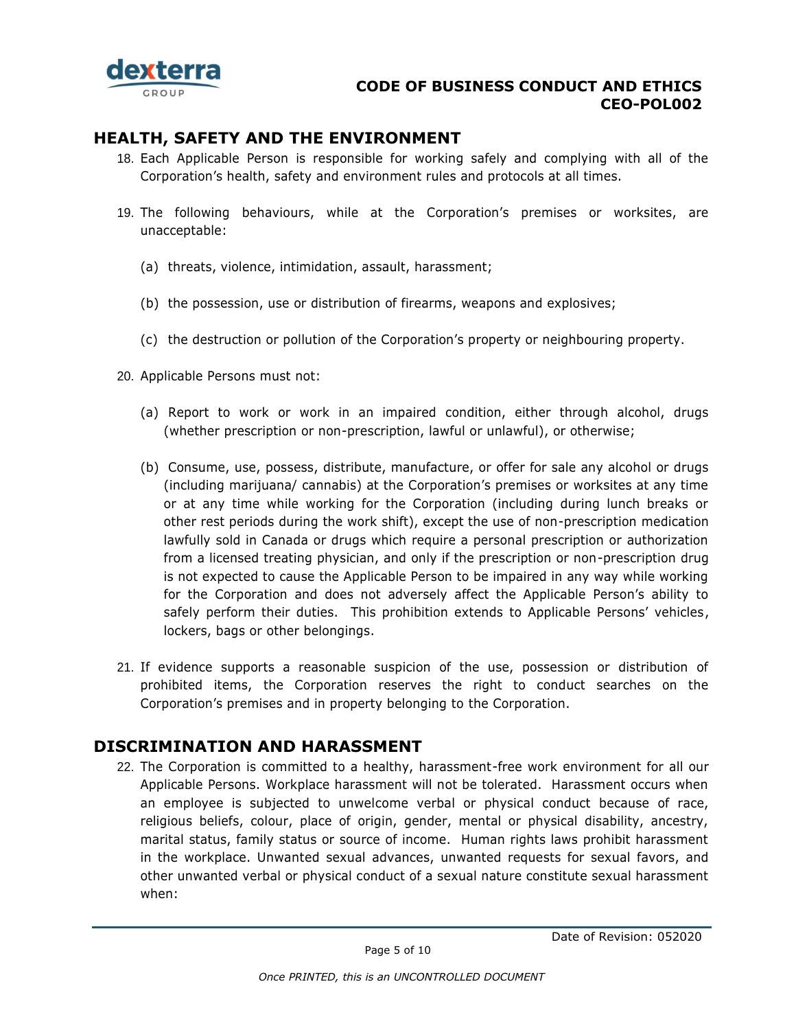## HEALTH, SAFETY AND THE ENVIRONMENT

18. Each Applicable Person is responsible for working safely and complying with all of the Corporation's health, safety and environment rules and protocols at all times.

19. The following behaviours, while at the Corporation's premises or worksites, are unacceptable:

    (a) threats, violence, intimidation, assault, harassment;

    (b) the possession, use or distribution of firearms, weapons and explosives;

    (c) the destruction or pollution of the Corporation's property or neighbouring property.

20. Applicable Persons must not:

    (a) Report to work or work in an impaired condition, either through alcohol, drugs (whether prescription or non-prescription, lawful or unlawful), or otherwise;

    (b) Consume, use, possess, distribute, manufacture, or offer for sale any alcohol or drugs (including marijuana/ cannabis) at the Corporation's premises or worksites at any time or at any time while working for the Corporation (including during lunch breaks or other rest periods during the work shift), except the use of non-prescription medication lawfully sold in Canada or drugs which require a personal prescription or authorization from a licensed treating physician, and only if the prescription or non-prescription drug is not expected to cause the Applicable Person to be impaired in any way while working for the Corporation and does not adversely affect the Applicable Person's ability to safely perform their duties. This prohibition extends to Applicable Persons' vehicles, lockers, bags or other belongings.

21. If evidence supports a reasonable suspicion of the use, possession or distribution of prohibited items, the Corporation reserves the right to conduct searches on the Corporation's premises and in property belonging to the Corporation.

## DISCRIMINATION AND HARASSMENT

22. The Corporation is committed to a healthy, harassment-free work environment for all our Applicable Persons. Workplace harassment will not be tolerated. Harassment occurs when an employee is subjected to unwelcome verbal or physical conduct because of race, religious beliefs, colour, place of origin, gender, mental or physical disability, ancestry, marital status, family status or source of income. Human rights laws prohibit harassment in the workplace. Unwanted sexual advances, unwanted requests for sexual favors, and other unwanted verbal or physical conduct of a sexual nature constitute sexual harassment when: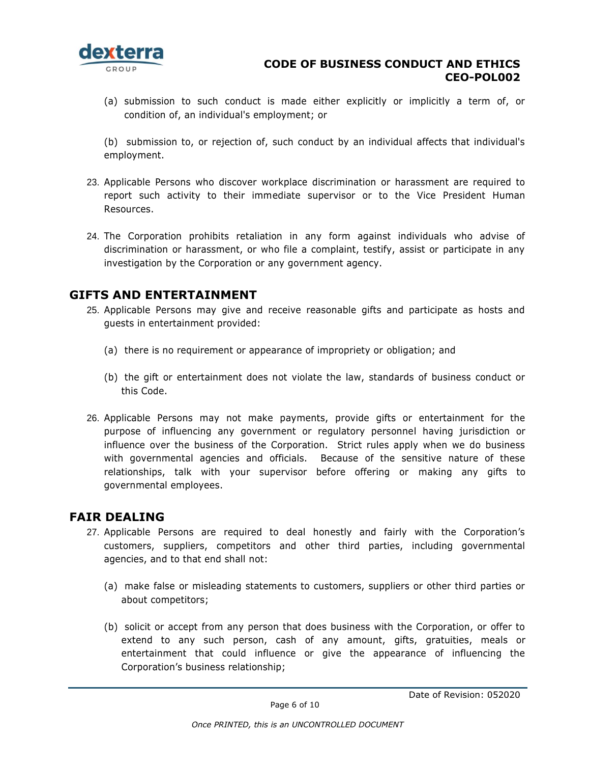(a) submission to such conduct is made either explicitly or implicitly a term of, or condition of, an individual's employment; or

(b) submission to, or rejection of, such conduct by an individual affects that individual's employment.

23. Applicable Persons who discover workplace discrimination or harassment are required to report such activity to their immediate supervisor or to the Vice President Human Resources.

24. The Corporation prohibits retaliation in any form against individuals who advise of discrimination or harassment, or who file a complaint, testify, assist or participate in any investigation by the Corporation or any government agency.

## GIFTS AND ENTERTAINMENT

25. Applicable Persons may give and receive reasonable gifts and participate as hosts and guests in entertainment provided:

    (a) there is no requirement or appearance of impropriety or obligation; and

    (b) the gift or entertainment does not violate the law, standards of business conduct or this Code.

26. Applicable Persons may not make payments, provide gifts or entertainment for the purpose of influencing any government or regulatory personnel having jurisdiction or influence over the business of the Corporation. Strict rules apply when we do business with governmental agencies and officials. Because of the sensitive nature of these relationships, talk with your supervisor before offering or making any gifts to governmental employees.

## FAIR DEALING

27. Applicable Persons are required to deal honestly and fairly with the Corporation's customers, suppliers, competitors and other third parties, including governmental agencies, and to that end shall not:

    (a) make false or misleading statements to customers, suppliers or other third parties or about competitors;

    (b) solicit or accept from any person that does business with the Corporation, or offer to extend to any such person, cash of any amount, gifts, gratuities, meals or entertainment that could influence or give the appearance of influencing the Corporation's business relationship;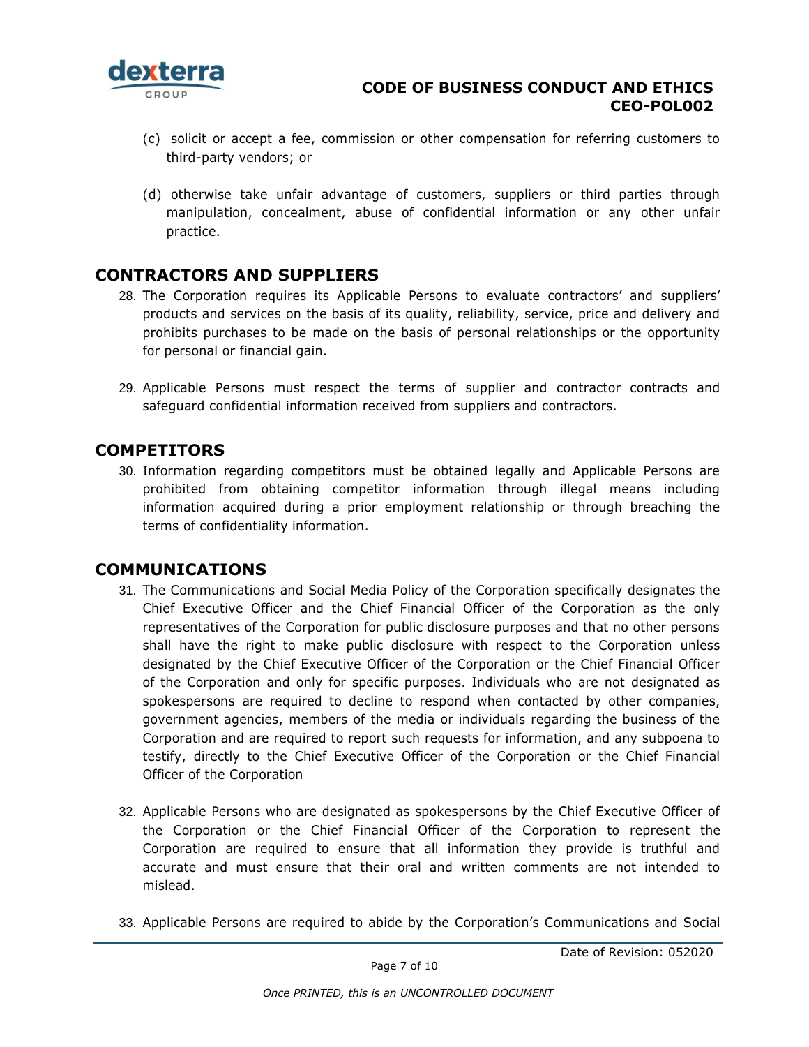(c) solicit or accept a fee, commission or other compensation for referring customers to third-party vendors; or

(d) otherwise take unfair advantage of customers, suppliers or third parties through manipulation, concealment, abuse of confidential information or any other unfair practice.

## CONTRACTORS AND SUPPLIERS

28. The Corporation requires its Applicable Persons to evaluate contractors' and suppliers' products and services on the basis of its quality, reliability, service, price and delivery and prohibits purchases to be made on the basis of personal relationships or the opportunity for personal or financial gain.

29. Applicable Persons must respect the terms of supplier and contractor contracts and safeguard confidential information received from suppliers and contractors.

## COMPETITORS

30. Information regarding competitors must be obtained legally and Applicable Persons are prohibited from obtaining competitor information through illegal means including information acquired during a prior employment relationship or through breaching the terms of confidentiality information.

## COMMUNICATIONS

31. The Communications and Social Media Policy of the Corporation specifically designates the Chief Executive Officer and the Chief Financial Officer of the Corporation as the only representatives of the Corporation for public disclosure purposes and that no other persons shall have the right to make public disclosure with respect to the Corporation unless designated by the Chief Executive Officer of the Corporation or the Chief Financial Officer of the Corporation and only for specific purposes. Individuals who are not designated as spokespersons are required to decline to respond when contacted by other companies, government agencies, members of the media or individuals regarding the business of the Corporation and are required to report such requests for information, and any subpoena to testify, directly to the Chief Executive Officer of the Corporation or the Chief Financial Officer of the Corporation

32. Applicable Persons who are designated as spokespersons by the Chief Executive Officer of the Corporation or the Chief Financial Officer of the Corporation to represent the Corporation are required to ensure that all information they provide is truthful and accurate and must ensure that their oral and written comments are not intended to mislead.

33. Applicable Persons are required to abide by the Corporation's Communications and Social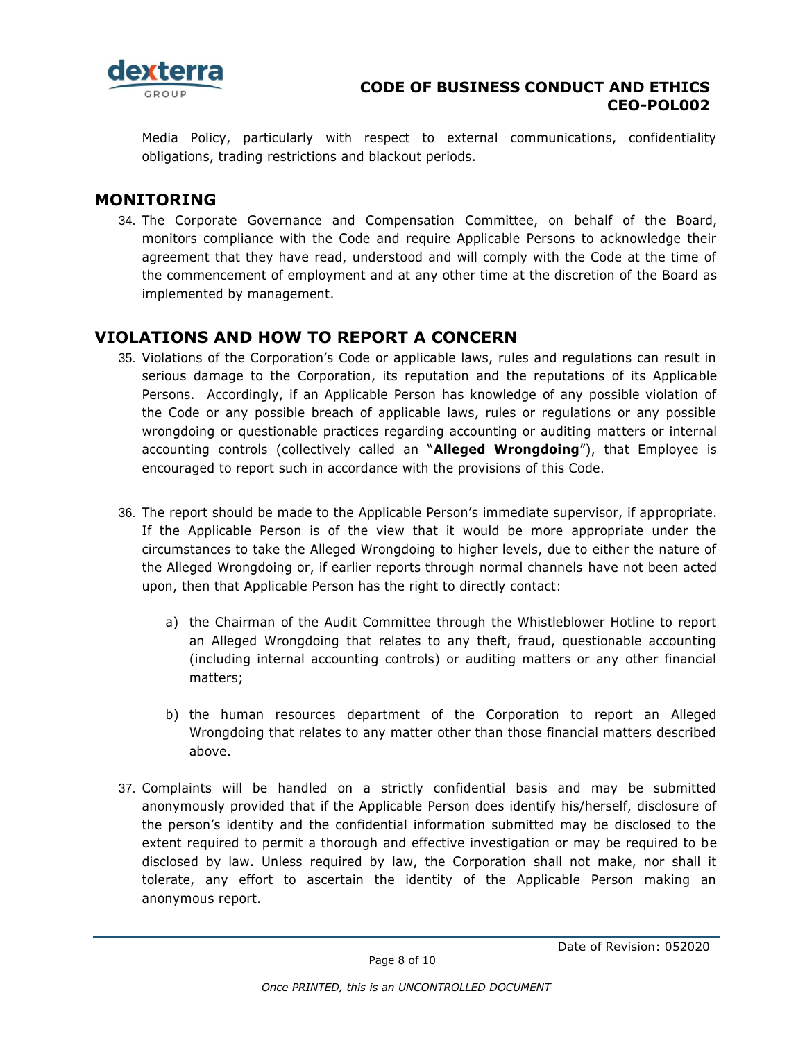Media Policy, particularly with respect to external communications, confidentiality obligations, trading restrictions and blackout periods.

## MONITORING

34. The Corporate Governance and Compensation Committee, on behalf of the Board, monitors compliance with the Code and require Applicable Persons to acknowledge their agreement that they have read, understood and will comply with the Code at the time of the commencement of employment and at any other time at the discretion of the Board as implemented by management.

## VIOLATIONS AND HOW TO REPORT A CONCERN

35. Violations of the Corporation's Code or applicable laws, rules and regulations can result in serious damage to the Corporation, its reputation and the reputations of its Applicable Persons. Accordingly, if an Applicable Person has knowledge of any possible violation of the Code or any possible breach of applicable laws, rules or regulations or any possible wrongdoing or questionable practices regarding accounting or auditing matters or internal accounting controls (collectively called an "**Alleged Wrongdoing**"), that Employee is encouraged to report such in accordance with the provisions of this Code.

36. The report should be made to the Applicable Person's immediate supervisor, if appropriate. If the Applicable Person is of the view that it would be more appropriate under the circumstances to take the Alleged Wrongdoing to higher levels, due to either the nature of the Alleged Wrongdoing or, if earlier reports through normal channels have not been acted upon, then that Applicable Person has the right to directly contact:

    a) the Chairman of the Audit Committee through the Whistleblower Hotline to report an Alleged Wrongdoing that relates to any theft, fraud, questionable accounting (including internal accounting controls) or auditing matters or any other financial matters;

    b) the human resources department of the Corporation to report an Alleged Wrongdoing that relates to any matter other than those financial matters described above.

37. Complaints will be handled on a strictly confidential basis and may be submitted anonymously provided that if the Applicable Person does identify his/herself, disclosure of the person's identity and the confidential information submitted may be disclosed to the extent required to permit a thorough and effective investigation or may be required to be disclosed by law. Unless required by law, the Corporation shall not make, nor shall it tolerate, any effort to ascertain the identity of the Applicable Person making an anonymous report.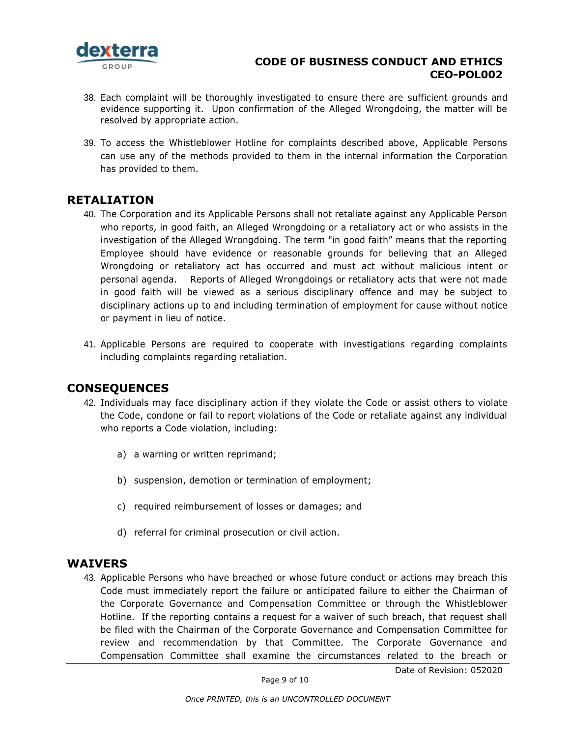38. Each complaint will be thoroughly investigated to ensure there are sufficient grounds and evidence supporting it. Upon confirmation of the Alleged Wrongdoing, the matter will be resolved by appropriate action.

39. To access the Whistleblower Hotline for complaints described above, Applicable Persons can use any of the methods provided to them in the internal information the Corporation has provided to them.

## RETALIATION

40. The Corporation and its Applicable Persons shall not retaliate against any Applicable Person who reports, in good faith, an Alleged Wrongdoing or a retaliatory act or who assists in the investigation of the Alleged Wrongdoing. The term "in good faith" means that the reporting Employee should have evidence or reasonable grounds for believing that an Alleged Wrongdoing or retaliatory act has occurred and must act without malicious intent or personal agenda. Reports of Alleged Wrongdoings or retaliatory acts that were not made in good faith will be viewed as a serious disciplinary offence and may be subject to disciplinary actions up to and including termination of employment for cause without notice or payment in lieu of notice.

41. Applicable Persons are required to cooperate with investigations regarding complaints including complaints regarding retaliation.

## CONSEQUENCES

42. Individuals may face disciplinary action if they violate the Code or assist others to violate the Code, condone or fail to report violations of the Code or retaliate against any individual who reports a Code violation, including:

    a) a warning or written reprimand;

    b) suspension, demotion or termination of employment;

    c) required reimbursement of losses or damages; and

    d) referral for criminal prosecution or civil action.

## WAIVERS

43. Applicable Persons who have breached or whose future conduct or actions may breach this Code must immediately report the failure or anticipated failure to either the Chairman of the Corporate Governance and Compensation Committee or through the Whistleblower Hotline. If the reporting contains a request for a waiver of such breach, that request shall be filed with the Chairman of the Corporate Governance and Compensation Committee for review and recommendation by that Committee. The Corporate Governance and Compensation Committee shall examine the circumstances related to the breach or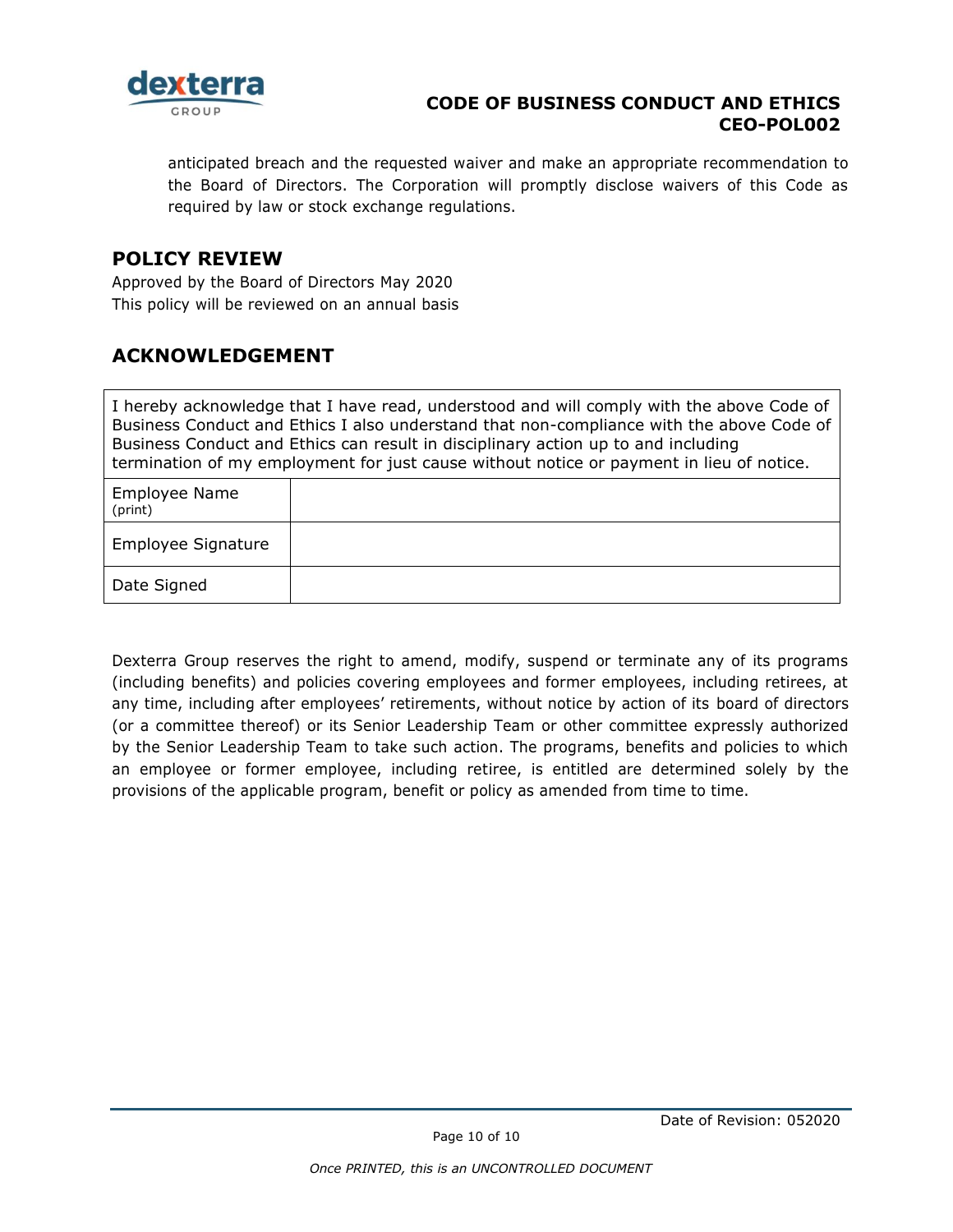anticipated breach and the requested waiver and make an appropriate recommendation to the Board of Directors. The Corporation will promptly disclose waivers of this Code as required by law or stock exchange regulations.

## POLICY REVIEW

Approved by the Board of Directors May 2020
This policy will be reviewed on an annual basis

## ACKNOWLEDGEMENT

I hereby acknowledge that I have read, understood and will comply with the above Code of Business Conduct and Ethics I also understand that non-compliance with the above Code of Business Conduct and Ethics can result in disciplinary action up to and including termination of my employment for just cause without notice or payment in lieu of notice.

| | |
|---|---|
| Employee Name (print) | |
| Employee Signature | |
| Date Signed | |

Dexterra Group reserves the right to amend, modify, suspend or terminate any of its programs (including benefits) and policies covering employees and former employees, including retirees, at any time, including after employees' retirements, without notice by action of its board of directors (or a committee thereof) or its Senior Leadership Team or other committee expressly authorized by the Senior Leadership Team to take such action. The programs, benefits and policies to which an employee or former employee, including retiree, is entitled are determined solely by the provisions of the applicable program, benefit or policy as amended from time to time.